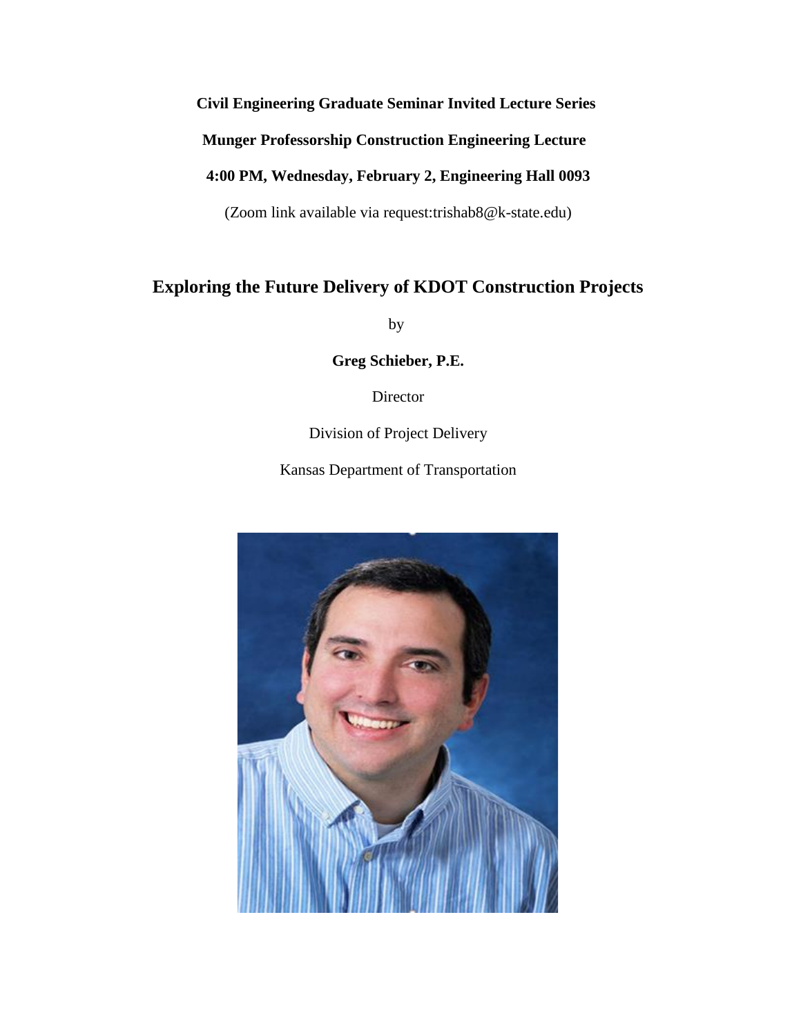**Civil Engineering Graduate Seminar Invited Lecture Series**

**Munger Professorship Construction Engineering Lecture**

**4:00 PM, Wednesday, February 2, Engineering Hall 0093**

(Zoom link available via request:trishab8@k-state.edu)

## Exploring the Future Delivery of KDOT Construction Projects

by

**Greg Schieber, P.E.**

Director

Division of Project Delivery

Kansas Department of Transportation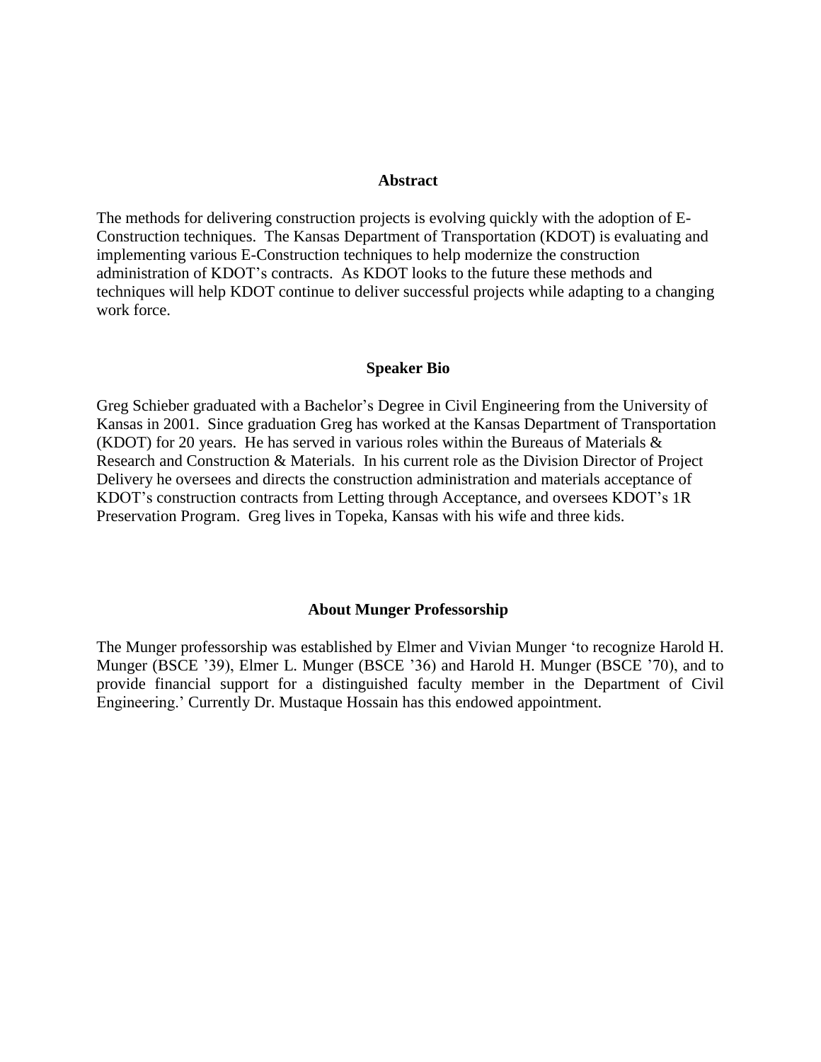## Abstract

The methods for delivering construction projects is evolving quickly with the adoption of E-Construction techniques. The Kansas Department of Transportation (KDOT) is evaluating and implementing various E-Construction techniques to help modernize the construction administration of KDOT's contracts. As KDOT looks to the future these methods and techniques will help KDOT continue to deliver successful projects while adapting to a changing work force.

## Speaker Bio

Greg Schieber graduated with a Bachelor's Degree in Civil Engineering from the University of Kansas in 2001. Since graduation Greg has worked at the Kansas Department of Transportation (KDOT) for 20 years. He has served in various roles within the Bureaus of Materials & Research and Construction & Materials. In his current role as the Division Director of Project Delivery he oversees and directs the construction administration and materials acceptance of KDOT's construction contracts from Letting through Acceptance, and oversees KDOT's 1R Preservation Program. Greg lives in Topeka, Kansas with his wife and three kids.

## About Munger Professorship

The Munger professorship was established by Elmer and Vivian Munger 'to recognize Harold H. Munger (BSCE '39), Elmer L. Munger (BSCE '36) and Harold H. Munger (BSCE '70), and to provide financial support for a distinguished faculty member in the Department of Civil Engineering.' Currently Dr. Mustaque Hossain has this endowed appointment.